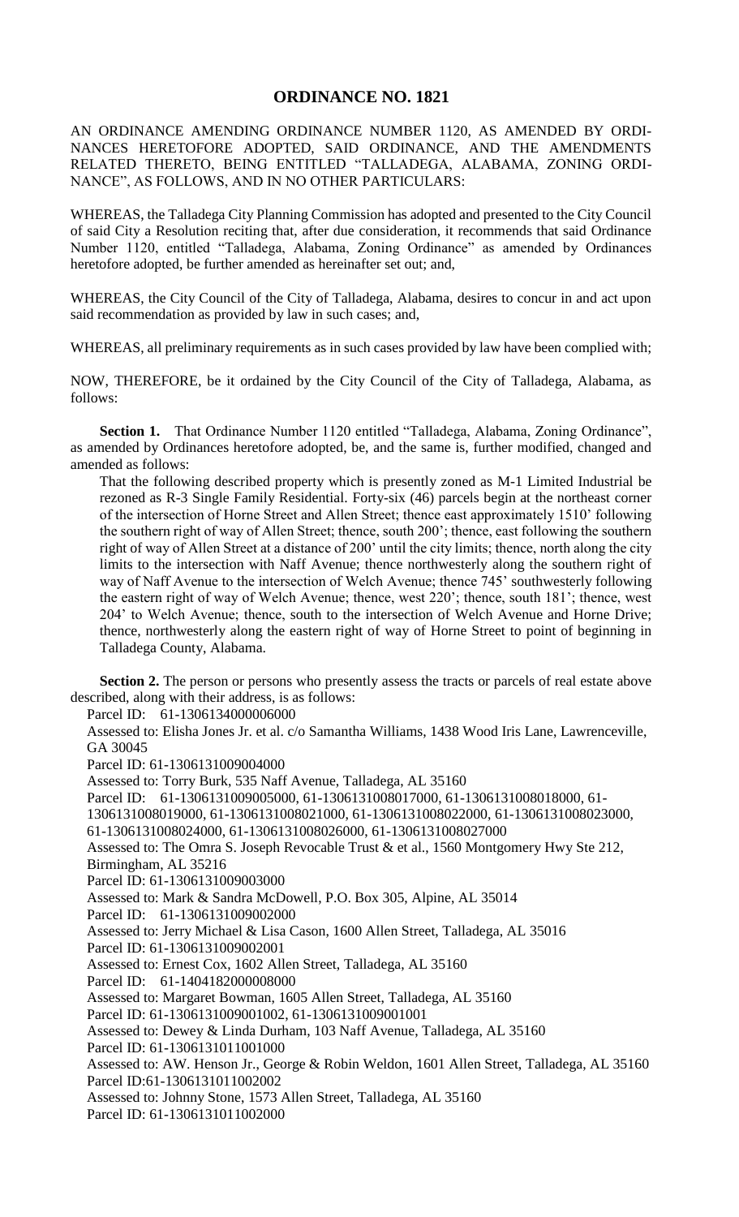# ORDINANCE NO. 1821

AN ORDINANCE AMENDING ORDINANCE NUMBER 1120, AS AMENDED BY ORDINANCES HERETOFORE ADOPTED, SAID ORDINANCE, AND THE AMENDMENTS RELATED THERETO, BEING ENTITLED "TALLADEGA, ALABAMA, ZONING ORDINANCE", AS FOLLOWS, AND IN NO OTHER PARTICULARS:

WHEREAS, the Talladega City Planning Commission has adopted and presented to the City Council of said City a Resolution reciting that, after due consideration, it recommends that said Ordinance Number 1120, entitled "Talladega, Alabama, Zoning Ordinance" as amended by Ordinances heretofore adopted, be further amended as hereinafter set out; and,

WHEREAS, the City Council of the City of Talladega, Alabama, desires to concur in and act upon said recommendation as provided by law in such cases; and,

WHEREAS, all preliminary requirements as in such cases provided by law have been complied with;

NOW, THEREFORE, be it ordained by the City Council of the City of Talladega, Alabama, as follows:

**Section 1.** That Ordinance Number 1120 entitled "Talladega, Alabama, Zoning Ordinance", as amended by Ordinances heretofore adopted, be, and the same is, further modified, changed and amended as follows:

That the following described property which is presently zoned as M-1 Limited Industrial be rezoned as R-3 Single Family Residential. Forty-six (46) parcels begin at the northeast corner of the intersection of Horne Street and Allen Street; thence east approximately 1510' following the southern right of way of Allen Street; thence, south 200'; thence, east following the southern right of way of Allen Street at a distance of 200' until the city limits; thence, north along the city limits to the intersection with Naff Avenue; thence northwesterly along the southern right of way of Naff Avenue to the intersection of Welch Avenue; thence 745' southwesterly following the eastern right of way of Welch Avenue; thence, west 220'; thence, south 181'; thence, west 204' to Welch Avenue; thence, south to the intersection of Welch Avenue and Horne Drive; thence, northwesterly along the eastern right of way of Horne Street to point of beginning in Talladega County, Alabama.

**Section 2.** The person or persons who presently assess the tracts or parcels of real estate above described, along with their address, is as follows:

Parcel ID: 61-1306134000006000
Assessed to: Elisha Jones Jr. et al. c/o Samantha Williams, 1438 Wood Iris Lane, Lawrenceville, GA 30045
Parcel ID: 61-1306131009004000
Assessed to: Torry Burk, 535 Naff Avenue, Talladega, AL 35160
Parcel ID: 61-1306131009005000, 61-1306131008017000, 61-1306131008018000, 61-1306131008019000, 61-1306131008021000, 61-1306131008022000, 61-1306131008023000, 61-1306131008024000, 61-1306131008026000, 61-1306131008027000
Assessed to: The Omra S. Joseph Revocable Trust & et al., 1560 Montgomery Hwy Ste 212, Birmingham, AL 35216
Parcel ID: 61-1306131009003000
Assessed to: Mark & Sandra McDowell, P.O. Box 305, Alpine, AL 35014
Parcel ID: 61-1306131009002000
Assessed to: Jerry Michael & Lisa Cason, 1600 Allen Street, Talladega, AL 35016
Parcel ID: 61-1306131009002001
Assessed to: Ernest Cox, 1602 Allen Street, Talladega, AL 35160
Parcel ID: 61-1404182000008000
Assessed to: Margaret Bowman, 1605 Allen Street, Talladega, AL 35160
Parcel ID: 61-1306131009001002, 61-1306131009001001
Assessed to: Dewey & Linda Durham, 103 Naff Avenue, Talladega, AL 35160
Parcel ID: 61-1306131011001000
Assessed to: AW. Henson Jr., George & Robin Weldon, 1601 Allen Street, Talladega, AL 35160
Parcel ID:61-1306131011002002
Assessed to: Johnny Stone, 1573 Allen Street, Talladega, AL 35160
Parcel ID: 61-1306131011002000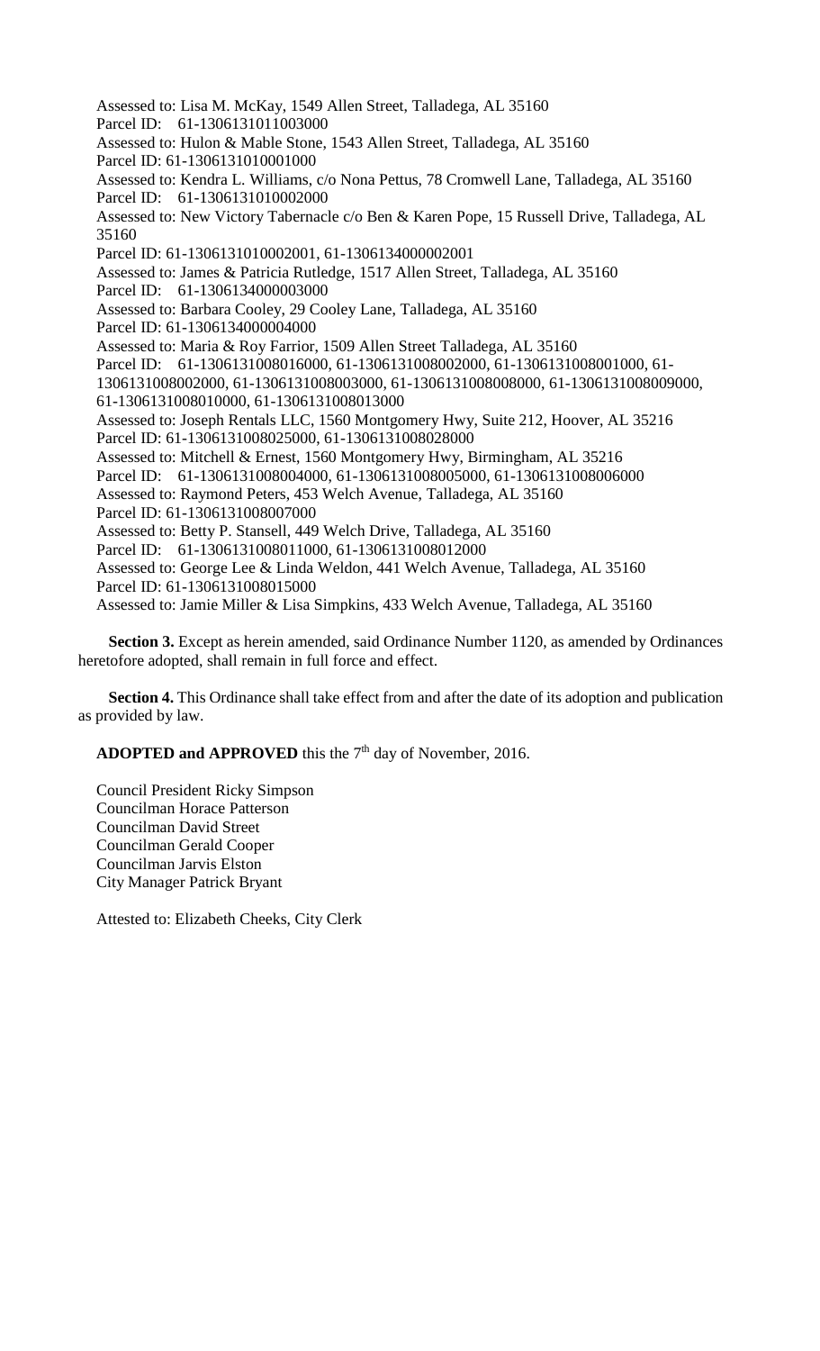Assessed to: Lisa M. McKay, 1549 Allen Street, Talladega, AL 35160
Parcel ID: 61-1306131011003000
Assessed to: Hulon & Mable Stone, 1543 Allen Street, Talladega, AL 35160
Parcel ID: 61-1306131010001000
Assessed to: Kendra L. Williams, c/o Nona Pettus, 78 Cromwell Lane, Talladega, AL 35160
Parcel ID: 61-1306131010002000
Assessed to: New Victory Tabernacle c/o Ben & Karen Pope, 15 Russell Drive, Talladega, AL 35160
Parcel ID: 61-1306131010002001, 61-1306134000002001
Assessed to: James & Patricia Rutledge, 1517 Allen Street, Talladega, AL 35160
Parcel ID: 61-1306134000003000
Assessed to: Barbara Cooley, 29 Cooley Lane, Talladega, AL 35160
Parcel ID: 61-1306134000004000
Assessed to: Maria & Roy Farrior, 1509 Allen Street Talladega, AL 35160
Parcel ID: 61-1306131008016000, 61-1306131008002000, 61-1306131008001000, 61-1306131008002000, 61-1306131008003000, 61-1306131008008000, 61-1306131008009000, 61-1306131008010000, 61-1306131008013000
Assessed to: Joseph Rentals LLC, 1560 Montgomery Hwy, Suite 212, Hoover, AL 35216
Parcel ID: 61-1306131008025000, 61-1306131008028000
Assessed to: Mitchell & Ernest, 1560 Montgomery Hwy, Birmingham, AL 35216
Parcel ID: 61-1306131008004000, 61-1306131008005000, 61-1306131008006000
Assessed to: Raymond Peters, 453 Welch Avenue, Talladega, AL 35160
Parcel ID: 61-1306131008007000
Assessed to: Betty P. Stansell, 449 Welch Drive, Talladega, AL 35160
Parcel ID: 61-1306131008011000, 61-1306131008012000
Assessed to: George Lee & Linda Weldon, 441 Welch Avenue, Talladega, AL 35160
Parcel ID: 61-1306131008015000
Assessed to: Jamie Miller & Lisa Simpkins, 433 Welch Avenue, Talladega, AL 35160

**Section 3.** Except as herein amended, said Ordinance Number 1120, as amended by Ordinances heretofore adopted, shall remain in full force and effect.

**Section 4.** This Ordinance shall take effect from and after the date of its adoption and publication as provided by law.

**ADOPTED and APPROVED** this the 7th day of November, 2016.

Council President Ricky Simpson
Councilman Horace Patterson
Councilman David Street
Councilman Gerald Cooper
Councilman Jarvis Elston
City Manager Patrick Bryant

Attested to: Elizabeth Cheeks, City Clerk